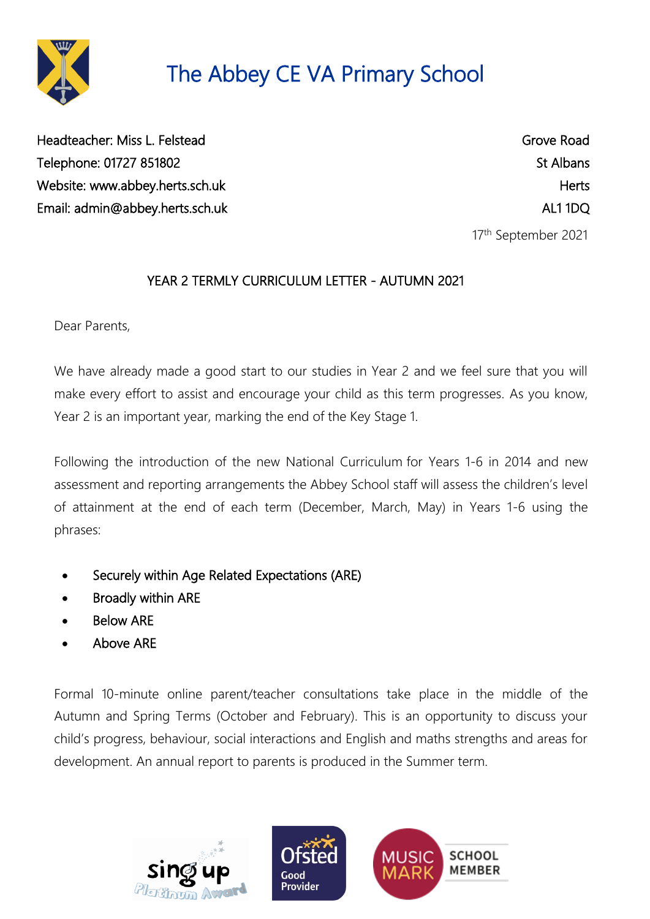# The Abbey CE VA Primary School

Headteacher: Miss L. Felstead
Telephone: 01727 851802
Website: www.abbey.herts.sch.uk
Email: admin@abbey.herts.sch.uk

Grove Road
St Albans
Herts
AL1 1DQ

17th September 2021

## YEAR 2 TERMLY CURRICULUM LETTER - AUTUMN 2021

Dear Parents,

We have already made a good start to our studies in Year 2 and we feel sure that you will make every effort to assist and encourage your child as this term progresses. As you know, Year 2 is an important year, marking the end of the Key Stage 1.

Following the introduction of the new National Curriculum for Years 1-6 in 2014 and new assessment and reporting arrangements the Abbey School staff will assess the children's level of attainment at the end of each term (December, March, May) in Years 1-6 using the phrases:

- Securely within Age Related Expectations (ARE)
- Broadly within ARE
- Below ARE
- Above ARE

Formal 10-minute online parent/teacher consultations take place in the middle of the Autumn and Spring Terms (October and February). This is an opportunity to discuss your child's progress, behaviour, social interactions and English and maths strengths and areas for development. An annual report to parents is produced in the Summer term.

Sing Up Platinum Award | Ofsted Good Provider | Music Mark School Member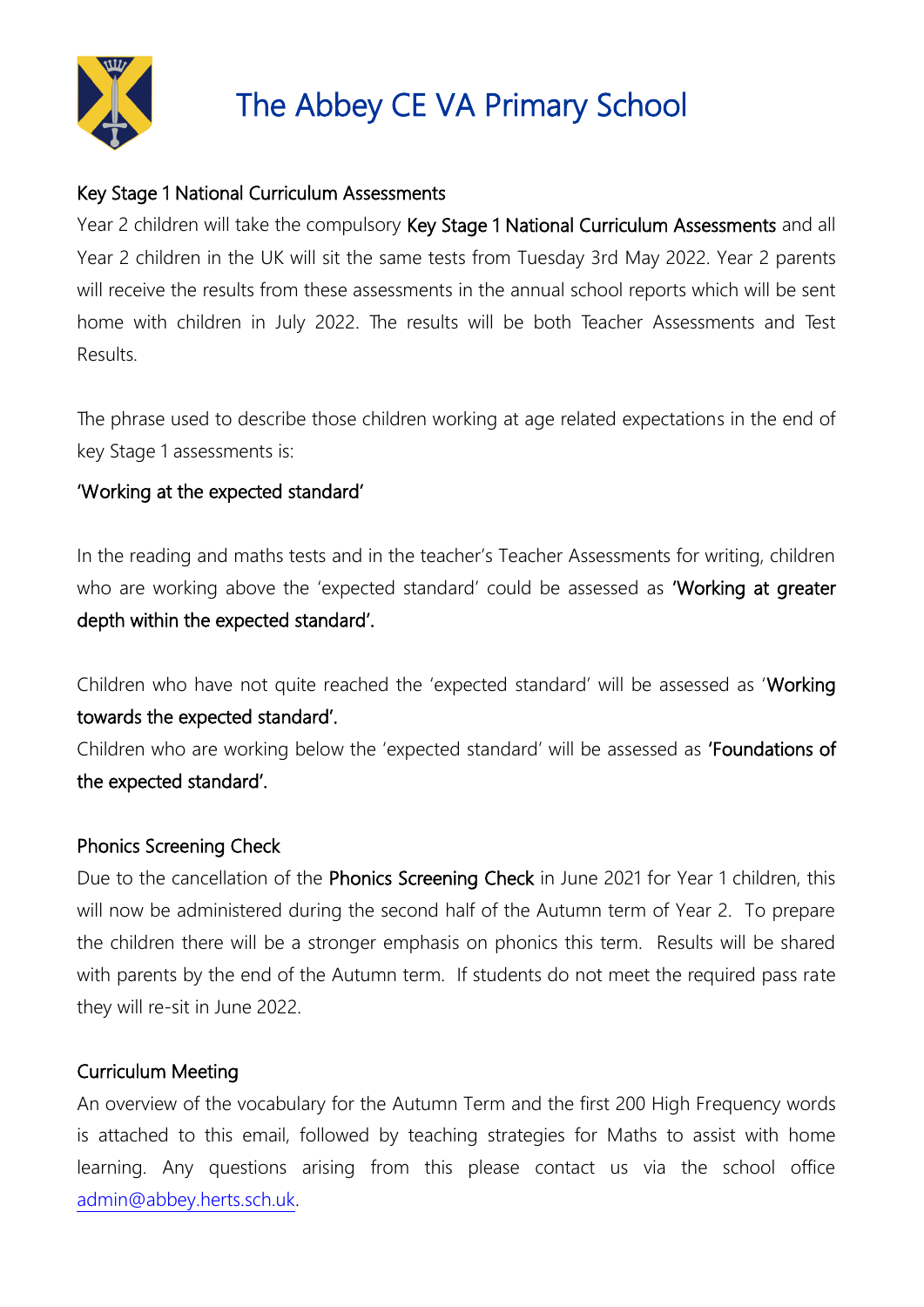# The Abbey CE VA Primary School

## Key Stage 1 National Curriculum Assessments

Year 2 children will take the compulsory **Key Stage 1 National Curriculum Assessments** and all Year 2 children in the UK will sit the same tests from Tuesday 3rd May 2022. Year 2 parents will receive the results from these assessments in the annual school reports which will be sent home with children in July 2022. The results will be both Teacher Assessments and Test Results.

The phrase used to describe those children working at age related expectations in the end of key Stage 1 assessments is:

**'Working at the expected standard'**

In the reading and maths tests and in the teacher's Teacher Assessments for writing, children who are working above the 'expected standard' could be assessed as **'Working at greater depth within the expected standard'.**

Children who have not quite reached the 'expected standard' will be assessed as '**Working towards the expected standard'.**

Children who are working below the 'expected standard' will be assessed as **'Foundations of the expected standard'.**

## Phonics Screening Check

Due to the cancellation of the **Phonics Screening Check** in June 2021 for Year 1 children, this will now be administered during the second half of the Autumn term of Year 2. To prepare the children there will be a stronger emphasis on phonics this term. Results will be shared with parents by the end of the Autumn term. If students do not meet the required pass rate they will re-sit in June 2022.

## Curriculum Meeting

An overview of the vocabulary for the Autumn Term and the first 200 High Frequency words is attached to this email, followed by teaching strategies for Maths to assist with home learning. Any questions arising from this please contact us via the school office admin@abbey.herts.sch.uk.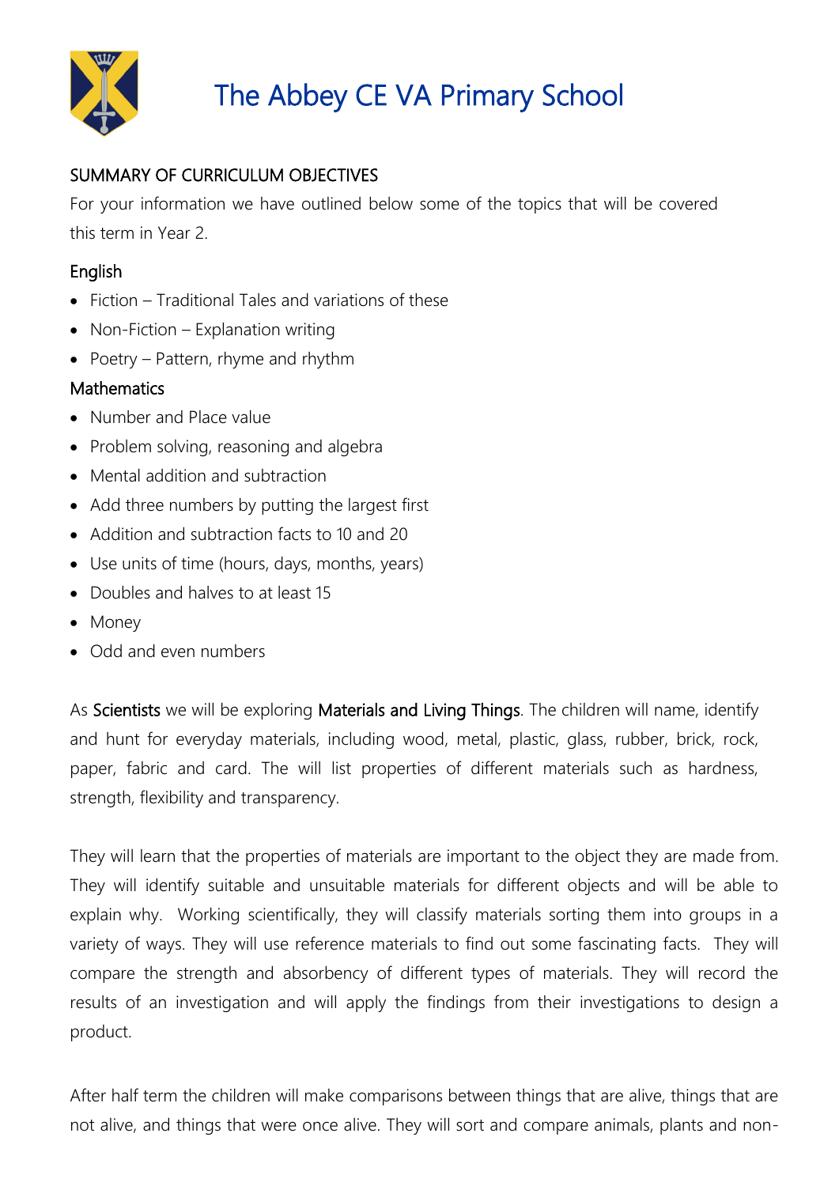# The Abbey CE VA Primary School

## SUMMARY OF CURRICULUM OBJECTIVES

For your information we have outlined below some of the topics that will be covered this term in Year 2.

### English

- Fiction – Traditional Tales and variations of these
- Non-Fiction – Explanation writing
- Poetry – Pattern, rhyme and rhythm

### Mathematics

- Number and Place value
- Problem solving, reasoning and algebra
- Mental addition and subtraction
- Add three numbers by putting the largest first
- Addition and subtraction facts to 10 and 20
- Use units of time (hours, days, months, years)
- Doubles and halves to at least 15
- Money
- Odd and even numbers

As **Scientists** we will be exploring **Materials and Living Things**. The children will name, identify and hunt for everyday materials, including wood, metal, plastic, glass, rubber, brick, rock, paper, fabric and card. The will list properties of different materials such as hardness, strength, flexibility and transparency.

They will learn that the properties of materials are important to the object they are made from. They will identify suitable and unsuitable materials for different objects and will be able to explain why. Working scientifically, they will classify materials sorting them into groups in a variety of ways. They will use reference materials to find out some fascinating facts. They will compare the strength and absorbency of different types of materials. They will record the results of an investigation and will apply the findings from their investigations to design a product.

After half term the children will make comparisons between things that are alive, things that are not alive, and things that were once alive. They will sort and compare animals, plants and non-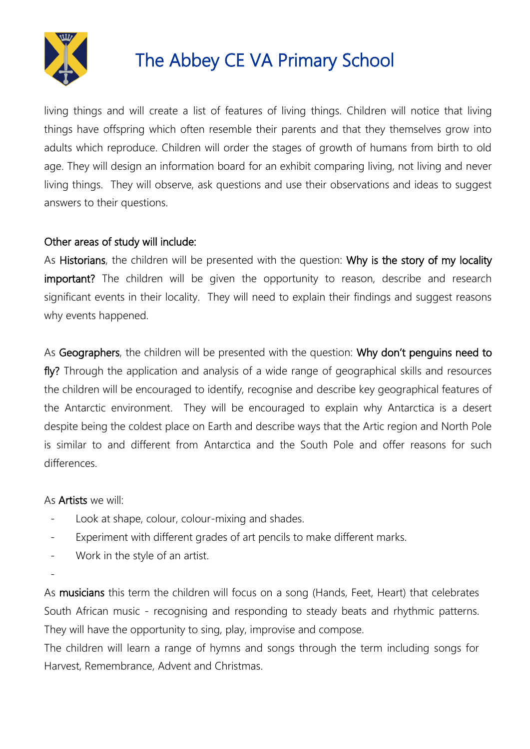living things and will create a list of features of living things. Children will notice that living things have offspring which often resemble their parents and that they themselves grow into adults which reproduce. Children will order the stages of growth of humans from birth to old age. They will design an information board for an exhibit comparing living, not living and never living things. They will observe, ask questions and use their observations and ideas to suggest answers to their questions.

Other areas of study will include:

As Historians, the children will be presented with the question: Why is the story of my locality important? The children will be given the opportunity to reason, describe and research significant events in their locality. They will need to explain their findings and suggest reasons why events happened.

As Geographers, the children will be presented with the question: Why don't penguins need to fly? Through the application and analysis of a wide range of geographical skills and resources the children will be encouraged to identify, recognise and describe key geographical features of the Antarctic environment. They will be encouraged to explain why Antarctica is a desert despite being the coldest place on Earth and describe ways that the Artic region and North Pole is similar to and different from Antarctica and the South Pole and offer reasons for such differences.

As Artists we will:

- Look at shape, colour, colour-mixing and shades.
- Experiment with different grades of art pencils to make different marks.
- Work in the style of an artist.
-

As musicians this term the children will focus on a song (Hands, Feet, Heart) that celebrates South African music - recognising and responding to steady beats and rhythmic patterns. They will have the opportunity to sing, play, improvise and compose.

The children will learn a range of hymns and songs through the term including songs for Harvest, Remembrance, Advent and Christmas.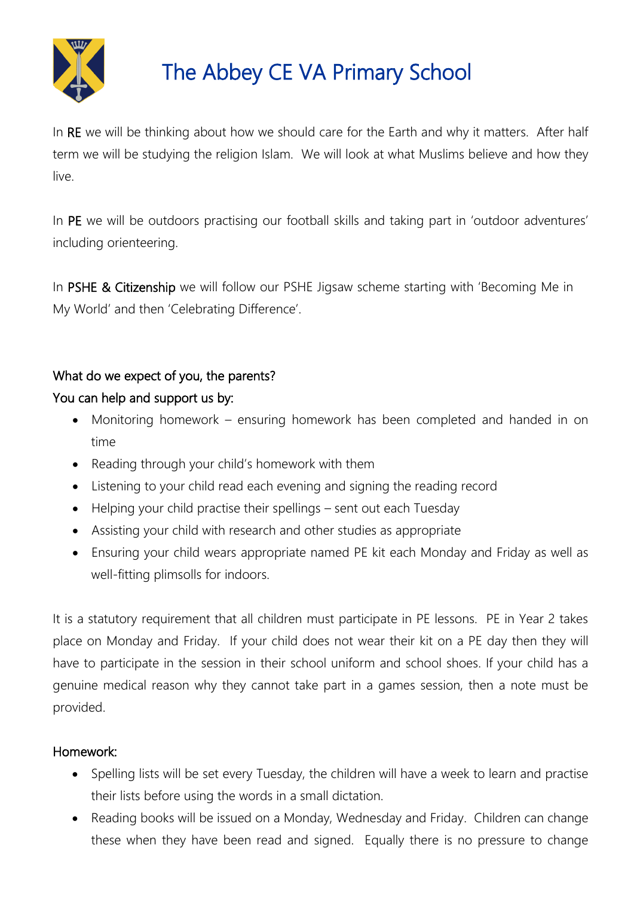# The Abbey CE VA Primary School

In **RE** we will be thinking about how we should care for the Earth and why it matters. After half term we will be studying the religion Islam. We will look at what Muslims believe and how they live.

In **PE** we will be outdoors practising our football skills and taking part in 'outdoor adventures' including orienteering.

In **PSHE & Citizenship** we will follow our PSHE Jigsaw scheme starting with 'Becoming Me in My World' and then 'Celebrating Difference'.

## What do we expect of you, the parents?

### You can help and support us by:

- Monitoring homework – ensuring homework has been completed and handed in on time
- Reading through your child's homework with them
- Listening to your child read each evening and signing the reading record
- Helping your child practise their spellings – sent out each Tuesday
- Assisting your child with research and other studies as appropriate
- Ensuring your child wears appropriate named PE kit each Monday and Friday as well as well-fitting plimsolls for indoors.

It is a statutory requirement that all children must participate in PE lessons. PE in Year 2 takes place on Monday and Friday. If your child does not wear their kit on a PE day then they will have to participate in the session in their school uniform and school shoes. If your child has a genuine medical reason why they cannot take part in a games session, then a note must be provided.

## Homework:

- Spelling lists will be set every Tuesday, the children will have a week to learn and practise their lists before using the words in a small dictation.
- Reading books will be issued on a Monday, Wednesday and Friday. Children can change these when they have been read and signed. Equally there is no pressure to change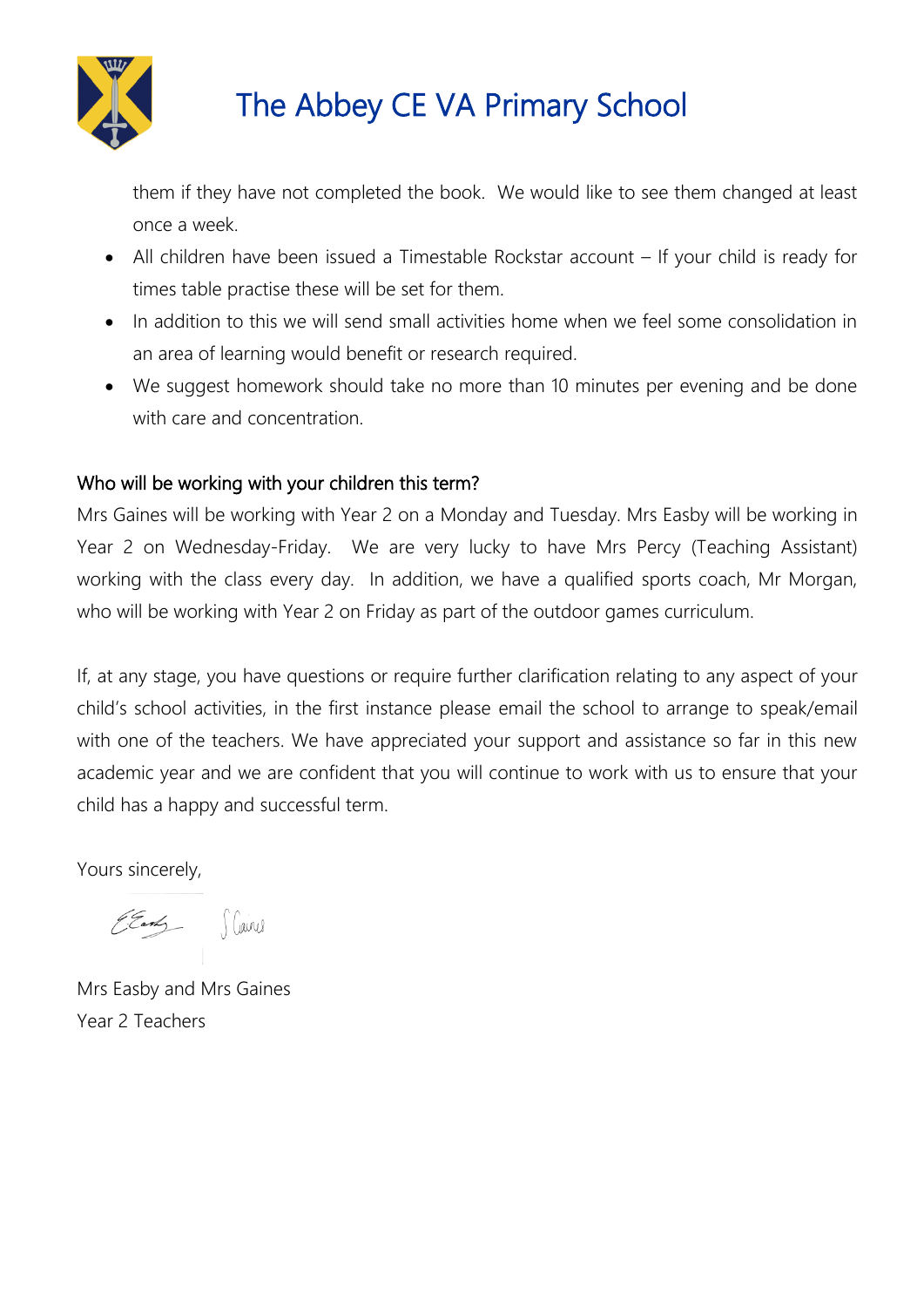them if they have not completed the book. We would like to see them changed at least once a week.

- All children have been issued a Timestable Rockstar account – If your child is ready for times table practise these will be set for them.
- In addition to this we will send small activities home when we feel some consolidation in an area of learning would benefit or research required.
- We suggest homework should take no more than 10 minutes per evening and be done with care and concentration.

## Who will be working with your children this term?

Mrs Gaines will be working with Year 2 on a Monday and Tuesday. Mrs Easby will be working in Year 2 on Wednesday-Friday. We are very lucky to have Mrs Percy (Teaching Assistant) working with the class every day. In addition, we have a qualified sports coach, Mr Morgan, who will be working with Year 2 on Friday as part of the outdoor games curriculum.

If, at any stage, you have questions or require further clarification relating to any aspect of your child's school activities, in the first instance please email the school to arrange to speak/email with one of the teachers. We have appreciated your support and assistance so far in this new academic year and we are confident that you will continue to work with us to ensure that your child has a happy and successful term.

Yours sincerely,

Mrs Easby and Mrs Gaines
Year 2 Teachers